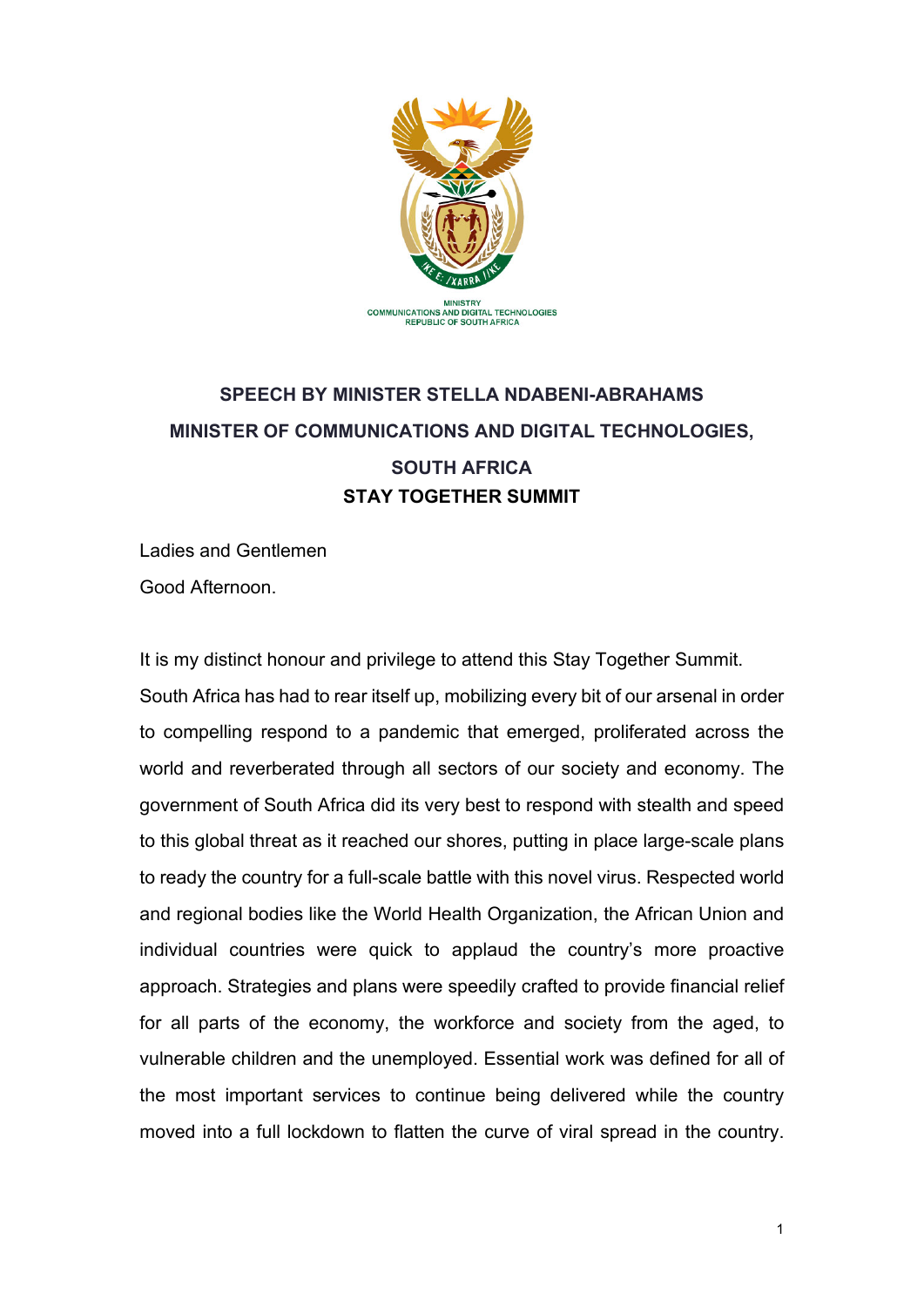MINISTRY
COMMUNICATIONS AND DIGITAL TECHNOLOGIES
REPUBLIC OF SOUTH AFRICA

**SPEECH BY MINISTER STELLA NDABENI-ABRAHAMS**
**MINISTER OF COMMUNICATIONS AND DIGITAL TECHNOLOGIES, SOUTH AFRICA**
**STAY TOGETHER SUMMIT**

Ladies and Gentlemen

Good Afternoon.

It is my distinct honour and privilege to attend this Stay Together Summit. South Africa has had to rear itself up, mobilizing every bit of our arsenal in order to compelling respond to a pandemic that emerged, proliferated across the world and reverberated through all sectors of our society and economy. The government of South Africa did its very best to respond with stealth and speed to this global threat as it reached our shores, putting in place large-scale plans to ready the country for a full-scale battle with this novel virus. Respected world and regional bodies like the World Health Organization, the African Union and individual countries were quick to applaud the country's more proactive approach. Strategies and plans were speedily crafted to provide financial relief for all parts of the economy, the workforce and society from the aged, to vulnerable children and the unemployed. Essential work was defined for all of the most important services to continue being delivered while the country moved into a full lockdown to flatten the curve of viral spread in the country.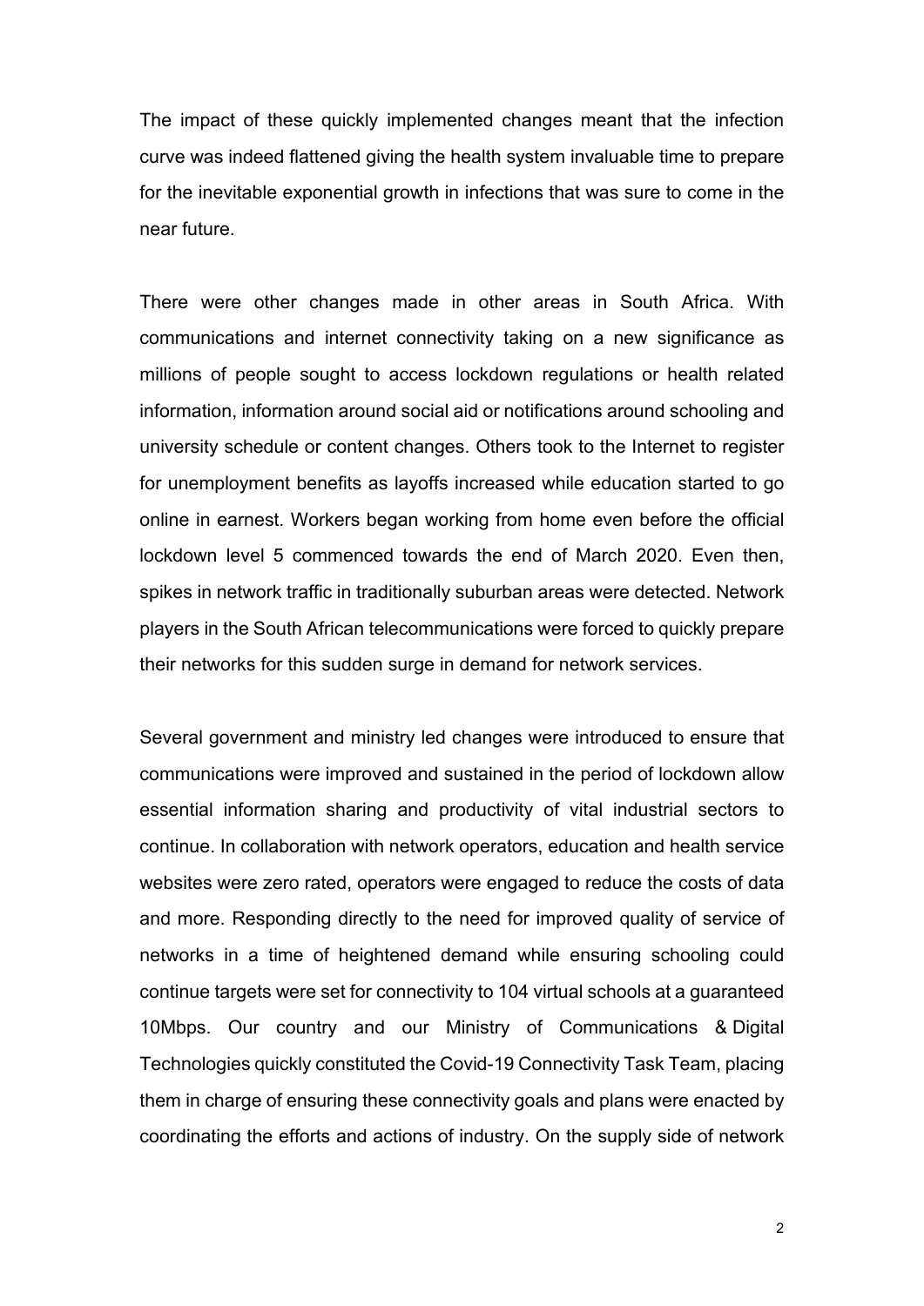The impact of these quickly implemented changes meant that the infection curve was indeed flattened giving the health system invaluable time to prepare for the inevitable exponential growth in infections that was sure to come in the near future.

There were other changes made in other areas in South Africa. With communications and internet connectivity taking on a new significance as millions of people sought to access lockdown regulations or health related information, information around social aid or notifications around schooling and university schedule or content changes. Others took to the Internet to register for unemployment benefits as layoffs increased while education started to go online in earnest. Workers began working from home even before the official lockdown level 5 commenced towards the end of March 2020. Even then, spikes in network traffic in traditionally suburban areas were detected. Network players in the South African telecommunications were forced to quickly prepare their networks for this sudden surge in demand for network services.

Several government and ministry led changes were introduced to ensure that communications were improved and sustained in the period of lockdown allow essential information sharing and productivity of vital industrial sectors to continue. In collaboration with network operators, education and health service websites were zero rated, operators were engaged to reduce the costs of data and more. Responding directly to the need for improved quality of service of networks in a time of heightened demand while ensuring schooling could continue targets were set for connectivity to 104 virtual schools at a guaranteed 10Mbps. Our country and our Ministry of Communications & Digital Technologies quickly constituted the Covid-19 Connectivity Task Team, placing them in charge of ensuring these connectivity goals and plans were enacted by coordinating the efforts and actions of industry. On the supply side of network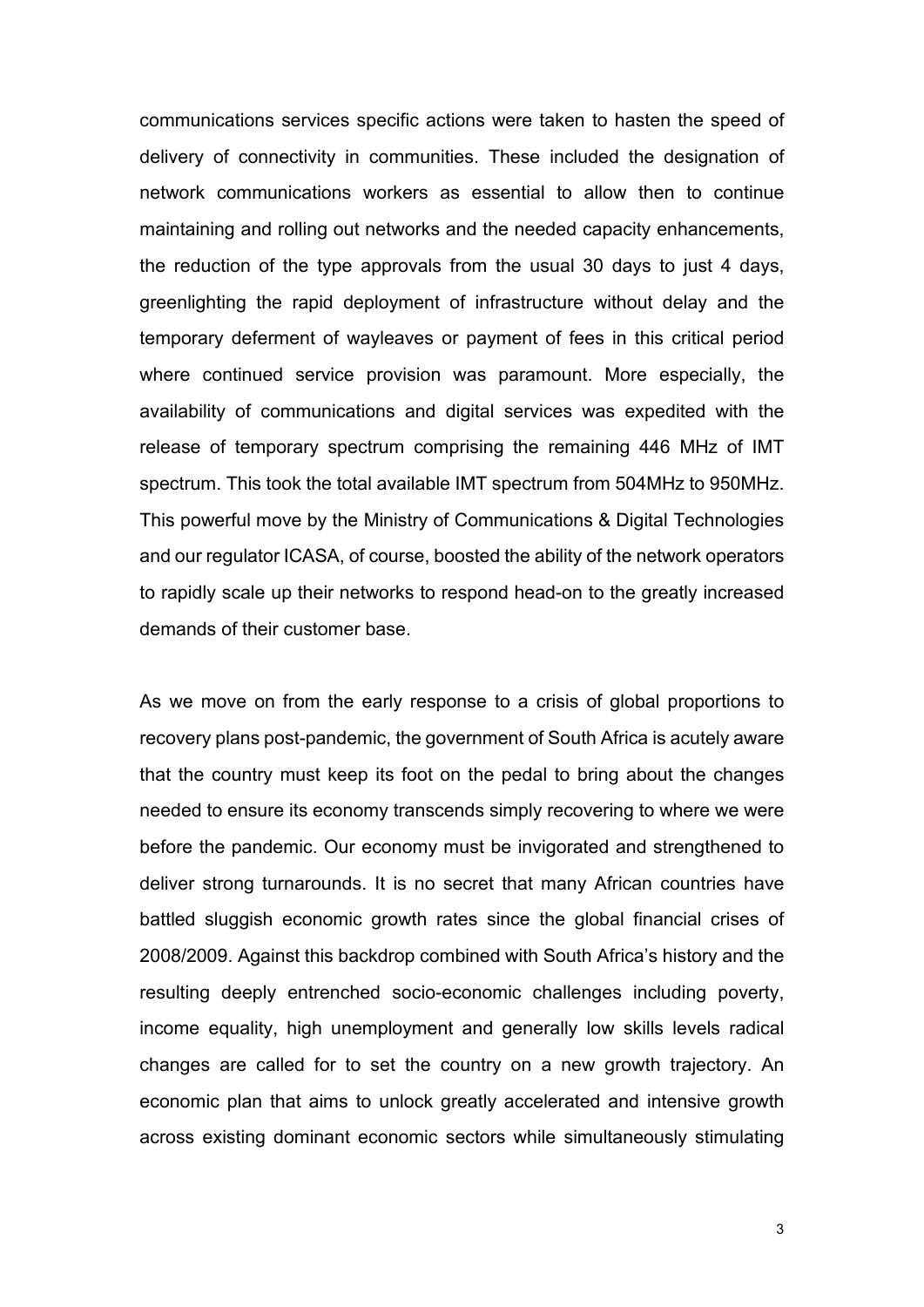communications services specific actions were taken to hasten the speed of delivery of connectivity in communities. These included the designation of network communications workers as essential to allow then to continue maintaining and rolling out networks and the needed capacity enhancements, the reduction of the type approvals from the usual 30 days to just 4 days, greenlighting the rapid deployment of infrastructure without delay and the temporary deferment of wayleaves or payment of fees in this critical period where continued service provision was paramount. More especially, the availability of communications and digital services was expedited with the release of temporary spectrum comprising the remaining 446 MHz of IMT spectrum. This took the total available IMT spectrum from 504MHz to 950MHz. This powerful move by the Ministry of Communications & Digital Technologies and our regulator ICASA, of course, boosted the ability of the network operators to rapidly scale up their networks to respond head-on to the greatly increased demands of their customer base.

As we move on from the early response to a crisis of global proportions to recovery plans post-pandemic, the government of South Africa is acutely aware that the country must keep its foot on the pedal to bring about the changes needed to ensure its economy transcends simply recovering to where we were before the pandemic. Our economy must be invigorated and strengthened to deliver strong turnarounds. It is no secret that many African countries have battled sluggish economic growth rates since the global financial crises of 2008/2009. Against this backdrop combined with South Africa's history and the resulting deeply entrenched socio-economic challenges including poverty, income equality, high unemployment and generally low skills levels radical changes are called for to set the country on a new growth trajectory. An economic plan that aims to unlock greatly accelerated and intensive growth across existing dominant economic sectors while simultaneously stimulating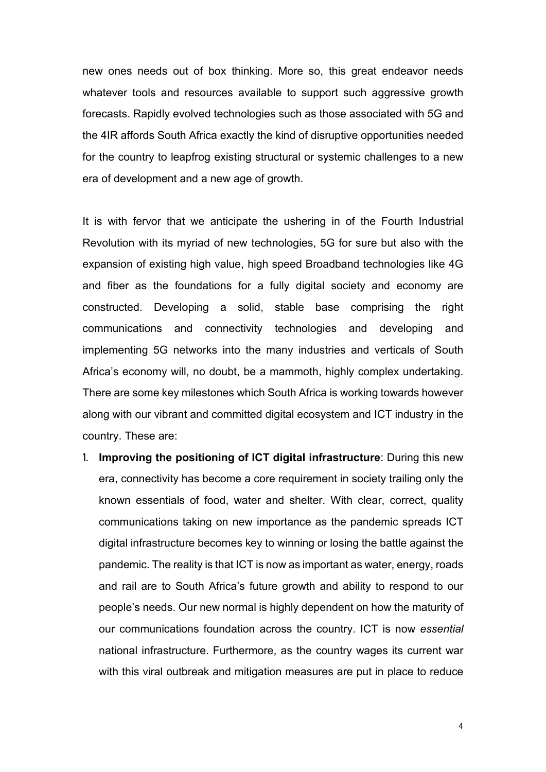new ones needs out of box thinking. More so, this great endeavor needs whatever tools and resources available to support such aggressive growth forecasts. Rapidly evolved technologies such as those associated with 5G and the 4IR affords South Africa exactly the kind of disruptive opportunities needed for the country to leapfrog existing structural or systemic challenges to a new era of development and a new age of growth.

It is with fervor that we anticipate the ushering in of the Fourth Industrial Revolution with its myriad of new technologies, 5G for sure but also with the expansion of existing high value, high speed Broadband technologies like 4G and fiber as the foundations for a fully digital society and economy are constructed. Developing a solid, stable base comprising the right communications and connectivity technologies and developing and implementing 5G networks into the many industries and verticals of South Africa's economy will, no doubt, be a mammoth, highly complex undertaking. There are some key milestones which South Africa is working towards however along with our vibrant and committed digital ecosystem and ICT industry in the country. These are:

1. **Improving the positioning of ICT digital infrastructure**: During this new era, connectivity has become a core requirement in society trailing only the known essentials of food, water and shelter. With clear, correct, quality communications taking on new importance as the pandemic spreads ICT digital infrastructure becomes key to winning or losing the battle against the pandemic. The reality is that ICT is now as important as water, energy, roads and rail are to South Africa's future growth and ability to respond to our people's needs. Our new normal is highly dependent on how the maturity of our communications foundation across the country. ICT is now *essential* national infrastructure. Furthermore, as the country wages its current war with this viral outbreak and mitigation measures are put in place to reduce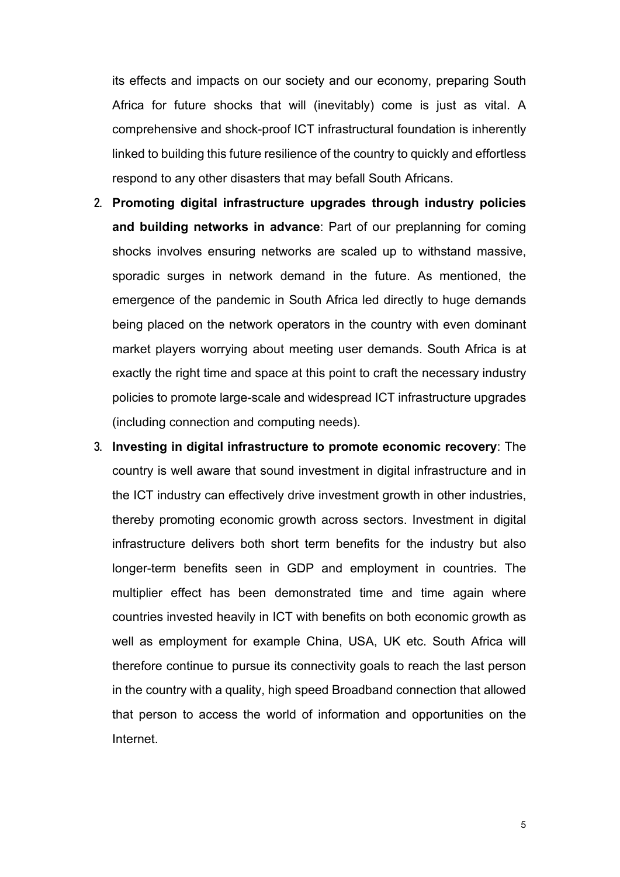its effects and impacts on our society and our economy, preparing South Africa for future shocks that will (inevitably) come is just as vital. A comprehensive and shock-proof ICT infrastructural foundation is inherently linked to building this future resilience of the country to quickly and effortless respond to any other disasters that may befall South Africans.

2. **Promoting digital infrastructure upgrades through industry policies and building networks in advance**: Part of our preplanning for coming shocks involves ensuring networks are scaled up to withstand massive, sporadic surges in network demand in the future. As mentioned, the emergence of the pandemic in South Africa led directly to huge demands being placed on the network operators in the country with even dominant market players worrying about meeting user demands. South Africa is at exactly the right time and space at this point to craft the necessary industry policies to promote large-scale and widespread ICT infrastructure upgrades (including connection and computing needs).
3. **Investing in digital infrastructure to promote economic recovery**: The country is well aware that sound investment in digital infrastructure and in the ICT industry can effectively drive investment growth in other industries, thereby promoting economic growth across sectors. Investment in digital infrastructure delivers both short term benefits for the industry but also longer-term benefits seen in GDP and employment in countries. The multiplier effect has been demonstrated time and time again where countries invested heavily in ICT with benefits on both economic growth as well as employment for example China, USA, UK etc. South Africa will therefore continue to pursue its connectivity goals to reach the last person in the country with a quality, high speed Broadband connection that allowed that person to access the world of information and opportunities on the Internet.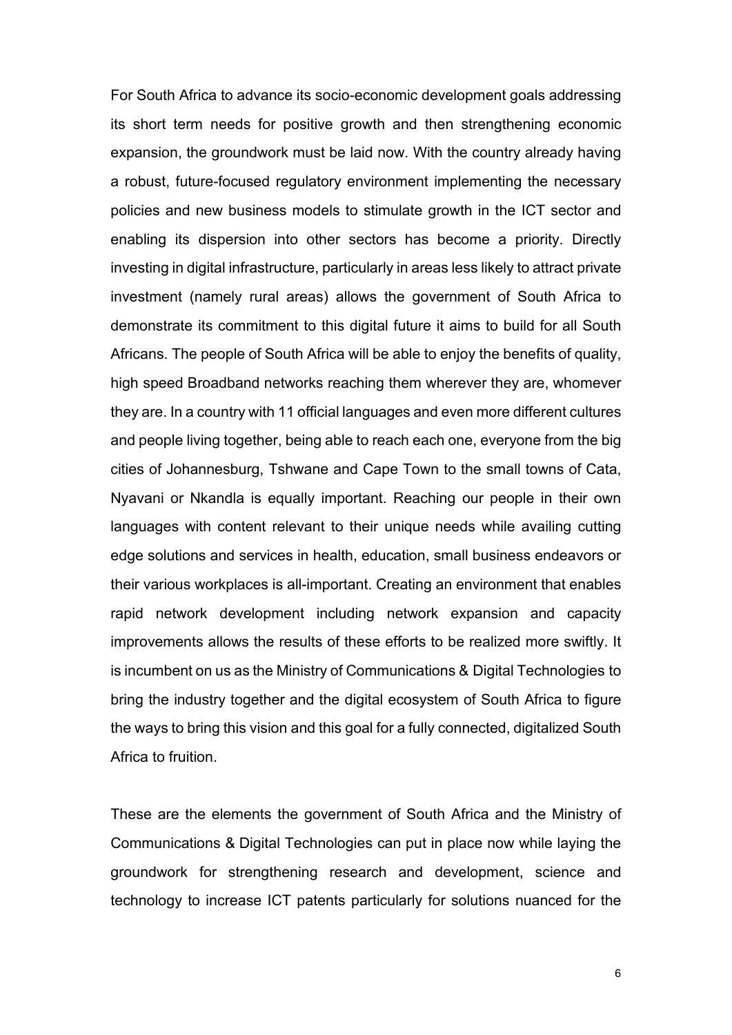For South Africa to advance its socio-economic development goals addressing its short term needs for positive growth and then strengthening economic expansion, the groundwork must be laid now. With the country already having a robust, future-focused regulatory environment implementing the necessary policies and new business models to stimulate growth in the ICT sector and enabling its dispersion into other sectors has become a priority. Directly investing in digital infrastructure, particularly in areas less likely to attract private investment (namely rural areas) allows the government of South Africa to demonstrate its commitment to this digital future it aims to build for all South Africans. The people of South Africa will be able to enjoy the benefits of quality, high speed Broadband networks reaching them wherever they are, whomever they are. In a country with 11 official languages and even more different cultures and people living together, being able to reach each one, everyone from the big cities of Johannesburg, Tshwane and Cape Town to the small towns of Cata, Nyavani or Nkandla is equally important. Reaching our people in their own languages with content relevant to their unique needs while availing cutting edge solutions and services in health, education, small business endeavors or their various workplaces is all-important. Creating an environment that enables rapid network development including network expansion and capacity improvements allows the results of these efforts to be realized more swiftly. It is incumbent on us as the Ministry of Communications & Digital Technologies to bring the industry together and the digital ecosystem of South Africa to figure the ways to bring this vision and this goal for a fully connected, digitalized South Africa to fruition.

These are the elements the government of South Africa and the Ministry of Communications & Digital Technologies can put in place now while laying the groundwork for strengthening research and development, science and technology to increase ICT patents particularly for solutions nuanced for the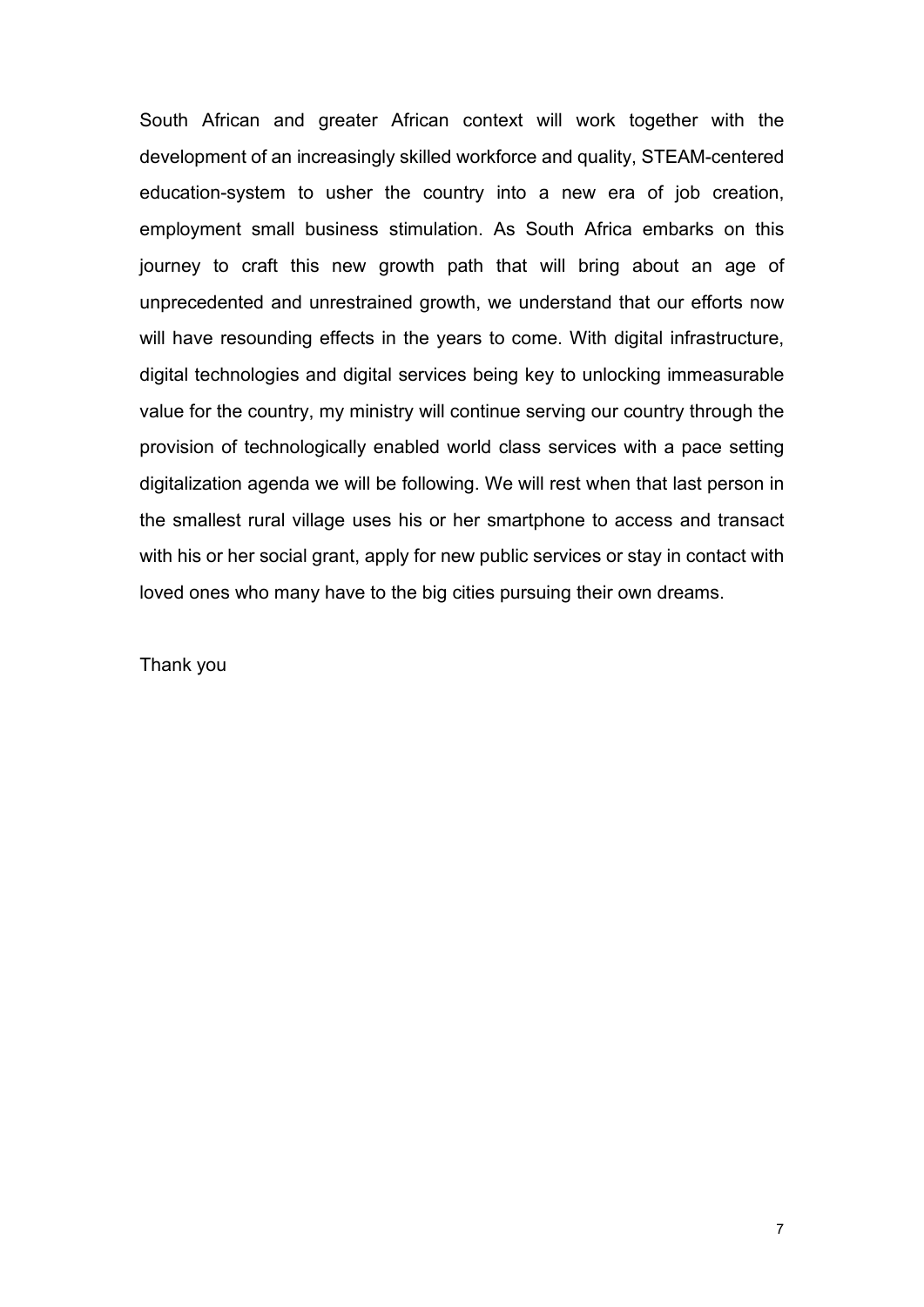South African and greater African context will work together with the development of an increasingly skilled workforce and quality, STEAM-centered education-system to usher the country into a new era of job creation, employment small business stimulation. As South Africa embarks on this journey to craft this new growth path that will bring about an age of unprecedented and unrestrained growth, we understand that our efforts now will have resounding effects in the years to come. With digital infrastructure, digital technologies and digital services being key to unlocking immeasurable value for the country, my ministry will continue serving our country through the provision of technologically enabled world class services with a pace setting digitalization agenda we will be following. We will rest when that last person in the smallest rural village uses his or her smartphone to access and transact with his or her social grant, apply for new public services or stay in contact with loved ones who many have to the big cities pursuing their own dreams.

Thank you